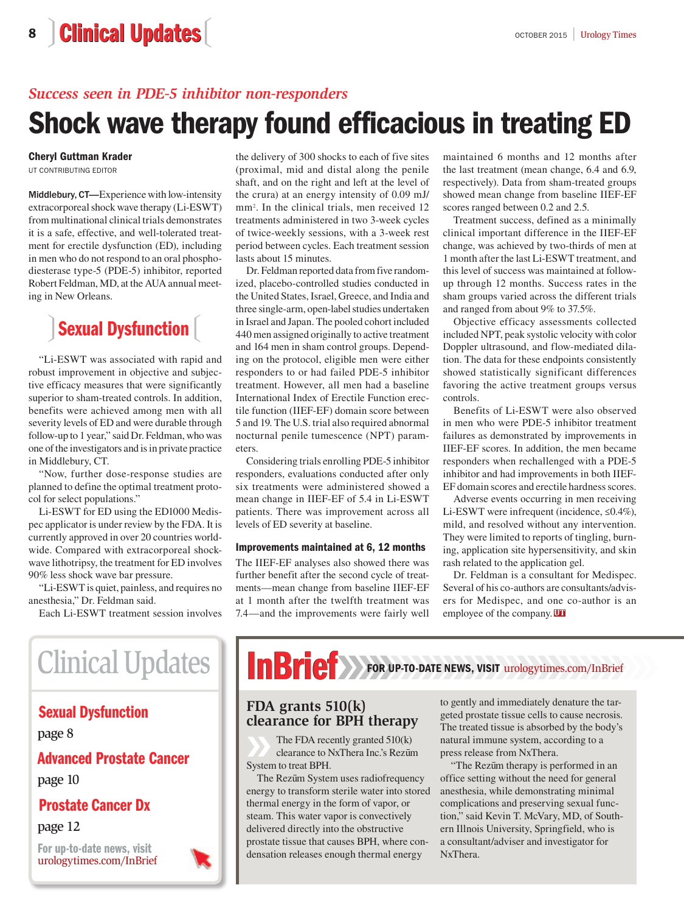*Success seen in PDE-5 inhibitor non-responders*

# Shock wave therapy found efficacious in treating ED

**Cheryl Guttman Krader**
UT CONTRIBUTING EDITOR

**Middlebury, CT—**Experience with low-intensity extracorporeal shock wave therapy (Li-ESWT) from multinational clinical trials demonstrates it is a safe, effective, and well-tolerated treatment for erectile dysfunction (ED), including in men who do not respond to an oral phosphodiesterase type-5 (PDE-5) inhibitor, reported Robert Feldman, MD, at the AUA annual meeting in New Orleans.

## Sexual Dysfunction

"Li-ESWT was associated with rapid and robust improvement in objective and subjective efficacy measures that were significantly superior to sham-treated controls. In addition, benefits were achieved among men with all severity levels of ED and were durable through follow-up to 1 year," said Dr. Feldman, who was one of the investigators and is in private practice in Middlebury, CT.

"Now, further dose-response studies are planned to define the optimal treatment protocol for select populations."

Li-ESWT for ED using the ED1000 Medispec applicator is under review by the FDA. It is currently approved in over 20 countries worldwide. Compared with extracorporeal shockwave lithotripsy, the treatment for ED involves 90% less shock wave bar pressure.

"Li-ESWT is quiet, painless, and requires no anesthesia," Dr. Feldman said.

Each Li-ESWT treatment session involves the delivery of 300 shocks to each of five sites (proximal, mid and distal along the penile shaft, and on the right and left at the level of the crura) at an energy intensity of 0.09 mJ/mm². In the clinical trials, men received 12 treatments administered in two 3-week cycles of twice-weekly sessions, with a 3-week rest period between cycles. Each treatment session lasts about 15 minutes.

Dr. Feldman reported data from five randomized, placebo-controlled studies conducted in the United States, Israel, Greece, and India and three single-arm, open-label studies undertaken in Israel and Japan. The pooled cohort included 440 men assigned originally to active treatment and 164 men in sham control groups. Depending on the protocol, eligible men were either responders to or had failed PDE-5 inhibitor treatment. However, all men had a baseline International Index of Erectile Function erectile function (IIEF-EF) domain score between 5 and 19. The U.S. trial also required abnormal nocturnal penile tumescence (NPT) parameters.

Considering trials enrolling PDE-5 inhibitor responders, evaluations conducted after only six treatments were administered showed a mean change in IIEF-EF of 5.4 in Li-ESWT patients. There was improvement across all levels of ED severity at baseline.

### Improvements maintained at 6, 12 months

The IIEF-EF analyses also showed there was further benefit after the second cycle of treatments—mean change from baseline IIEF-EF at 1 month after the twelfth treatment was 7.4—and the improvements were fairly well maintained 6 months and 12 months after the last treatment (mean change, 6.4 and 6.9, respectively). Data from sham-treated groups showed mean change from baseline IIEF-EF scores ranged between 0.2 and 2.5.

Treatment success, defined as a minimally clinical important difference in the IIEF-EF change, was achieved by two-thirds of men at 1 month after the last Li-ESWT treatment, and this level of success was maintained at follow-up through 12 months. Success rates in the sham groups varied across the different trials and ranged from about 9% to 37.5%.

Objective efficacy assessments collected included NPT, peak systolic velocity with color Doppler ultrasound, and flow-mediated dilation. The data for these endpoints consistently showed statistically significant differences favoring the active treatment groups versus controls.

Benefits of Li-ESWT were also observed in men who were PDE-5 inhibitor treatment failures as demonstrated by improvements in IIEF-EF scores. In addition, the men became responders when rechallenged with a PDE-5 inhibitor and had improvements in both IIEF-EF domain scores and erectile hardness scores.

Adverse events occurring in men receiving Li-ESWT were infrequent (incidence, ≤0.4%), mild, and resolved without any intervention. They were limited to reports of tingling, burning, application site hypersensitivity, and skin rash related to the application gel.

Dr. Feldman is a consultant for Medispec. Several of his co-authors are consultants/advisers for Medispec, and one co-author is an employee of the company.

---

## Clinical Updates

**Sexual Dysfunction**
page 8

**Advanced Prostate Cancer**
page 10

**Prostate Cancer Dx**
page 12

For up-to-date news, visit urologytimes.com/InBrief

---

## InBrief

FOR UP-TO-DATE NEWS, VISIT urologytimes.com/InBrief

### FDA grants 510(k) clearance for BPH therapy

The FDA recently granted 510(k) clearance to NxThera Inc.'s Rezūm System to treat BPH.

The Rezūm System uses radiofrequency energy to transform sterile water into stored thermal energy in the form of vapor, or steam. This water vapor is convectively delivered directly into the obstructive prostate tissue that causes BPH, where condensation releases enough thermal energy to gently and immediately denature the targeted prostate tissue cells to cause necrosis. The treated tissue is absorbed by the body's natural immune system, according to a press release from NxThera.

"The Rezūm therapy is performed in an office setting without the need for general anesthesia, while demonstrating minimal complications and preserving sexual function," said Kevin T. McVary, MD, of Southern Illnois University, Springfield, who is a consultant/adviser and investigator for NxThera.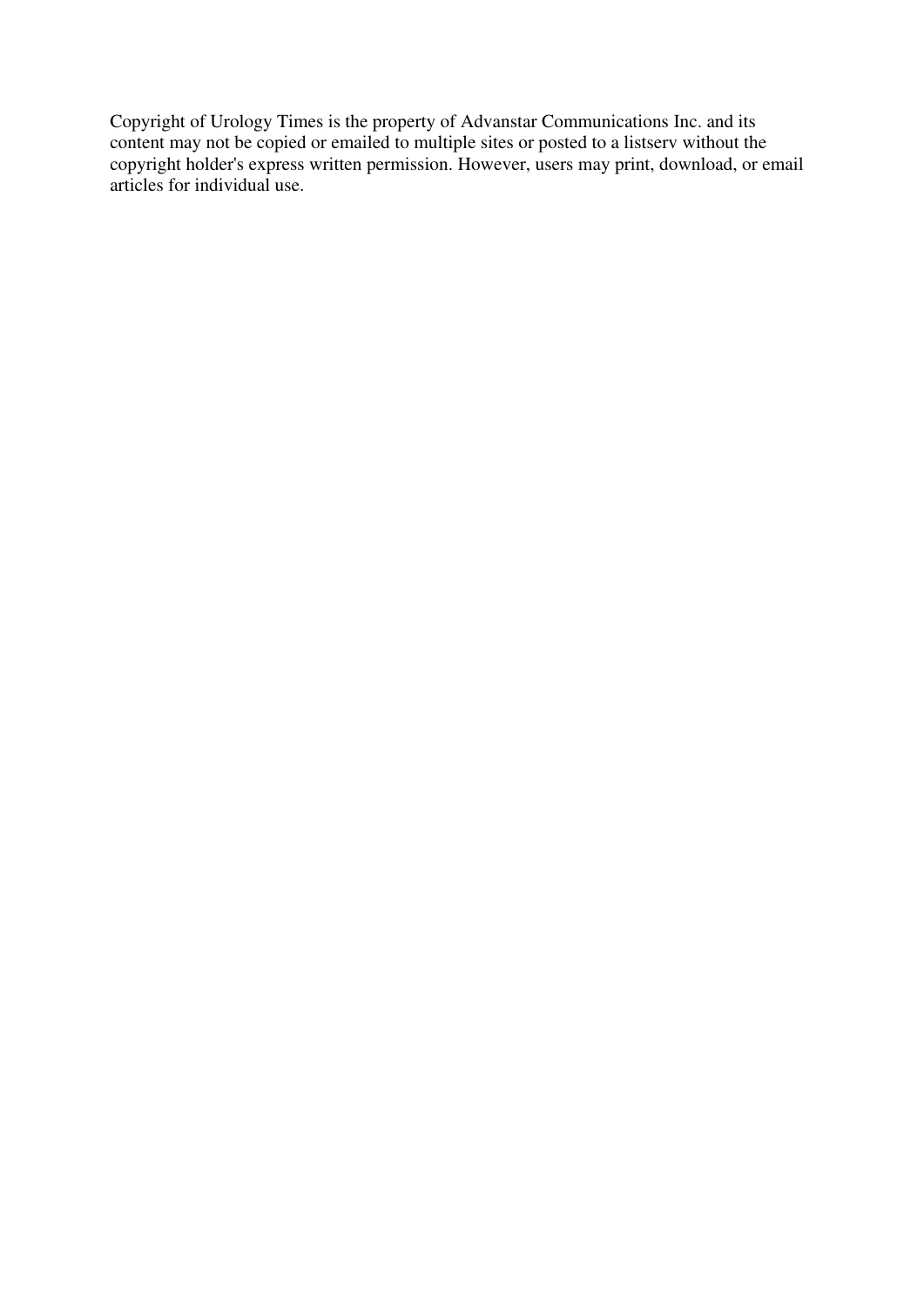Copyright of Urology Times is the property of Advanstar Communications Inc. and its content may not be copied or emailed to multiple sites or posted to a listserv without the copyright holder's express written permission. However, users may print, download, or email articles for individual use.